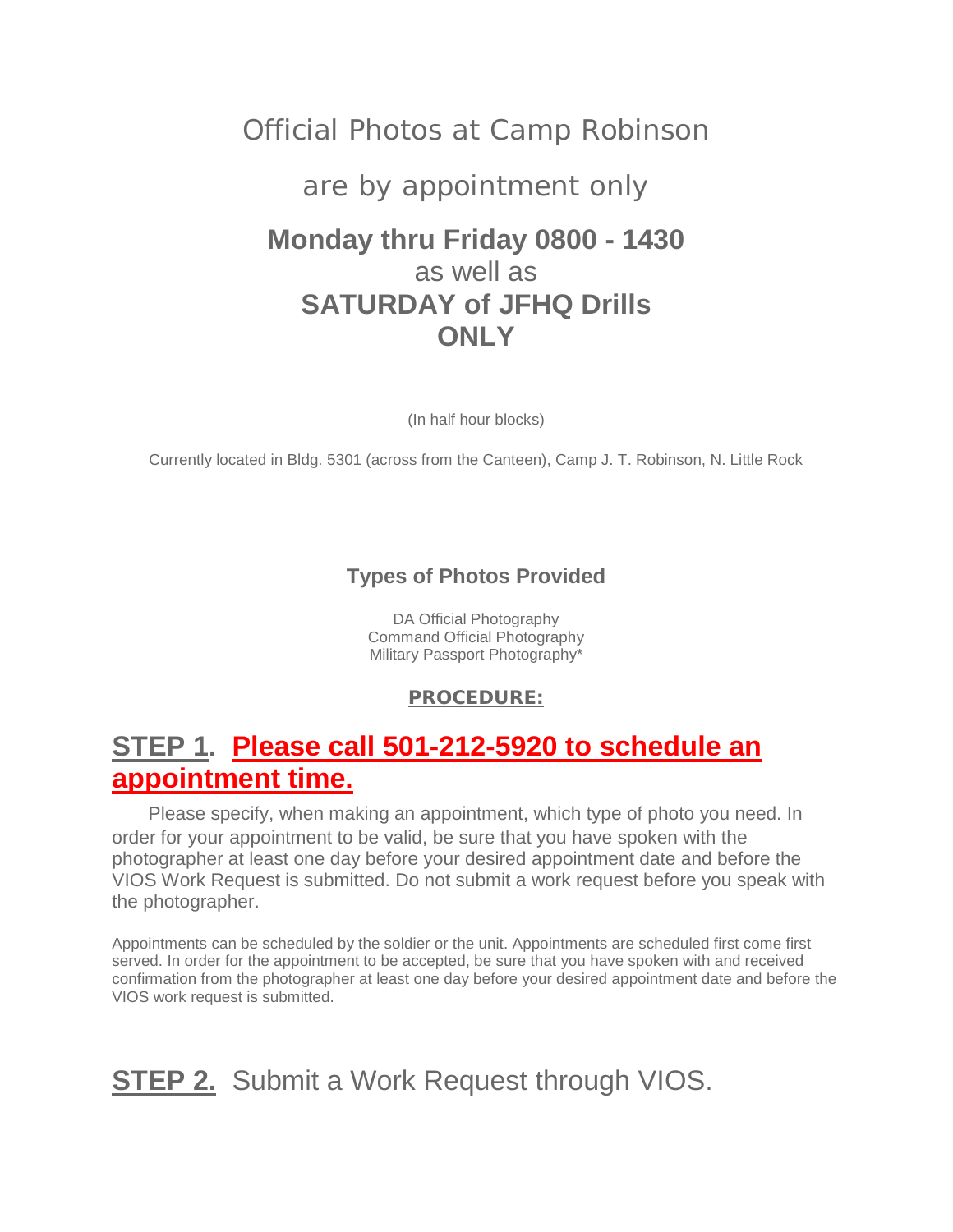# Official Photos at Camp Robinson

# are by appointment only

## Monday thru Friday 0800 - 1430
as well as
## SATURDAY of JFHQ Drills ONLY

(In half hour blocks)

Currently located in Bldg. 5301 (across from the Canteen), Camp J. T. Robinson, N. Little Rock

### Types of Photos Provided

DA Official Photography
Command Official Photography
Military Passport Photography*

**PROCEDURE:**

## **STEP 1**. **Please call 501-212-5920 to schedule an appointment time.**

Please specify, when making an appointment, which type of photo you need. In order for your appointment to be valid, be sure that you have spoken with the photographer at least one day before your desired appointment date and before the VIOS Work Request is submitted. Do not submit a work request before you speak with the photographer.

Appointments can be scheduled by the soldier or the unit. Appointments are scheduled first come first served. In order for the appointment to be accepted, be sure that you have spoken with and received confirmation from the photographer at least one day before your desired appointment date and before the VIOS work request is submitted.

## **STEP 2.** Submit a Work Request through VIOS.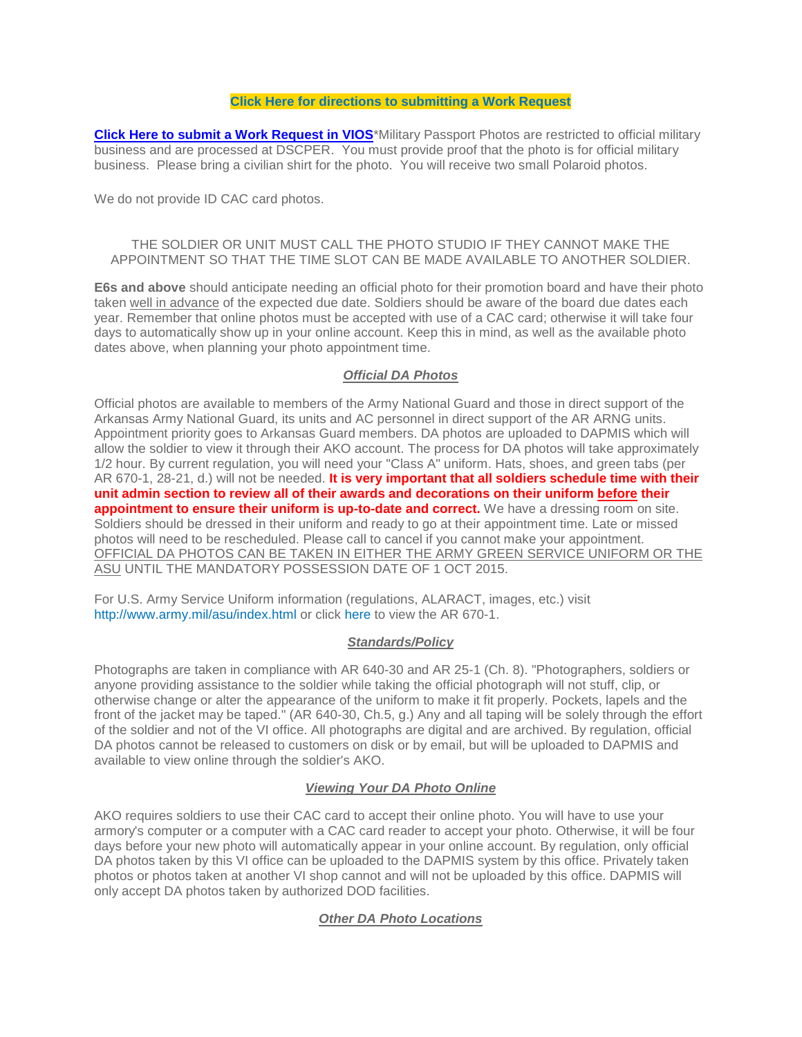**Click Here for directions to submitting a Work Request**

**Click Here to submit a Work Request in VIOS***Military Passport Photos are restricted to official military business and are processed at DSCPER. You must provide proof that the photo is for official military business. Please bring a civilian shirt for the photo. You will receive two small Polaroid photos.

We do not provide ID CAC card photos.

THE SOLDIER OR UNIT MUST CALL THE PHOTO STUDIO IF THEY CANNOT MAKE THE APPOINTMENT SO THAT THE TIME SLOT CAN BE MADE AVAILABLE TO ANOTHER SOLDIER.

**E6s and above** should anticipate needing an official photo for their promotion board and have their photo taken well in advance of the expected due date. Soldiers should be aware of the board due dates each year. Remember that online photos must be accepted with use of a CAC card; otherwise it will take four days to automatically show up in your online account. Keep this in mind, as well as the available photo dates above, when planning your photo appointment time.

### ***Official DA Photos***

Official photos are available to members of the Army National Guard and those in direct support of the Arkansas Army National Guard, its units and AC personnel in direct support of the AR ARNG units. Appointment priority goes to Arkansas Guard members. DA photos are uploaded to DAPMIS which will allow the soldier to view it through their AKO account. The process for DA photos will take approximately 1/2 hour. By current regulation, you will need your "Class A" uniform. Hats, shoes, and green tabs (per AR 670-1, 28-21, d.) will not be needed. **It is very important that all soldiers schedule time with their unit admin section to review all of their awards and decorations on their uniform before their appointment to ensure their uniform is up-to-date and correct.** We have a dressing room on site. Soldiers should be dressed in their uniform and ready to go at their appointment time. Late or missed photos will need to be rescheduled. Please call to cancel if you cannot make your appointment. OFFICIAL DA PHOTOS CAN BE TAKEN IN EITHER THE ARMY GREEN SERVICE UNIFORM OR THE ASU UNTIL THE MANDATORY POSSESSION DATE OF 1 OCT 2015.

For U.S. Army Service Uniform information (regulations, ALARACT, images, etc.) visit http://www.army.mil/asu/index.html or click here to view the AR 670-1.

### ***Standards/Policy***

Photographs are taken in compliance with AR 640-30 and AR 25-1 (Ch. 8). "Photographers, soldiers or anyone providing assistance to the soldier while taking the official photograph will not stuff, clip, or otherwise change or alter the appearance of the uniform to make it fit properly. Pockets, lapels and the front of the jacket may be taped." (AR 640-30, Ch.5, g.) Any and all taping will be solely through the effort of the soldier and not of the VI office. All photographs are digital and are archived. By regulation, official DA photos cannot be released to customers on disk or by email, but will be uploaded to DAPMIS and available to view online through the soldier's AKO.

### ***Viewing Your DA Photo Online***

AKO requires soldiers to use their CAC card to accept their online photo. You will have to use your armory's computer or a computer with a CAC card reader to accept your photo. Otherwise, it will be four days before your new photo will automatically appear in your online account. By regulation, only official DA photos taken by this VI office can be uploaded to the DAPMIS system by this office. Privately taken photos or photos taken at another VI shop cannot and will not be uploaded by this office. DAPMIS will only accept DA photos taken by authorized DOD facilities.

### ***Other DA Photo Locations***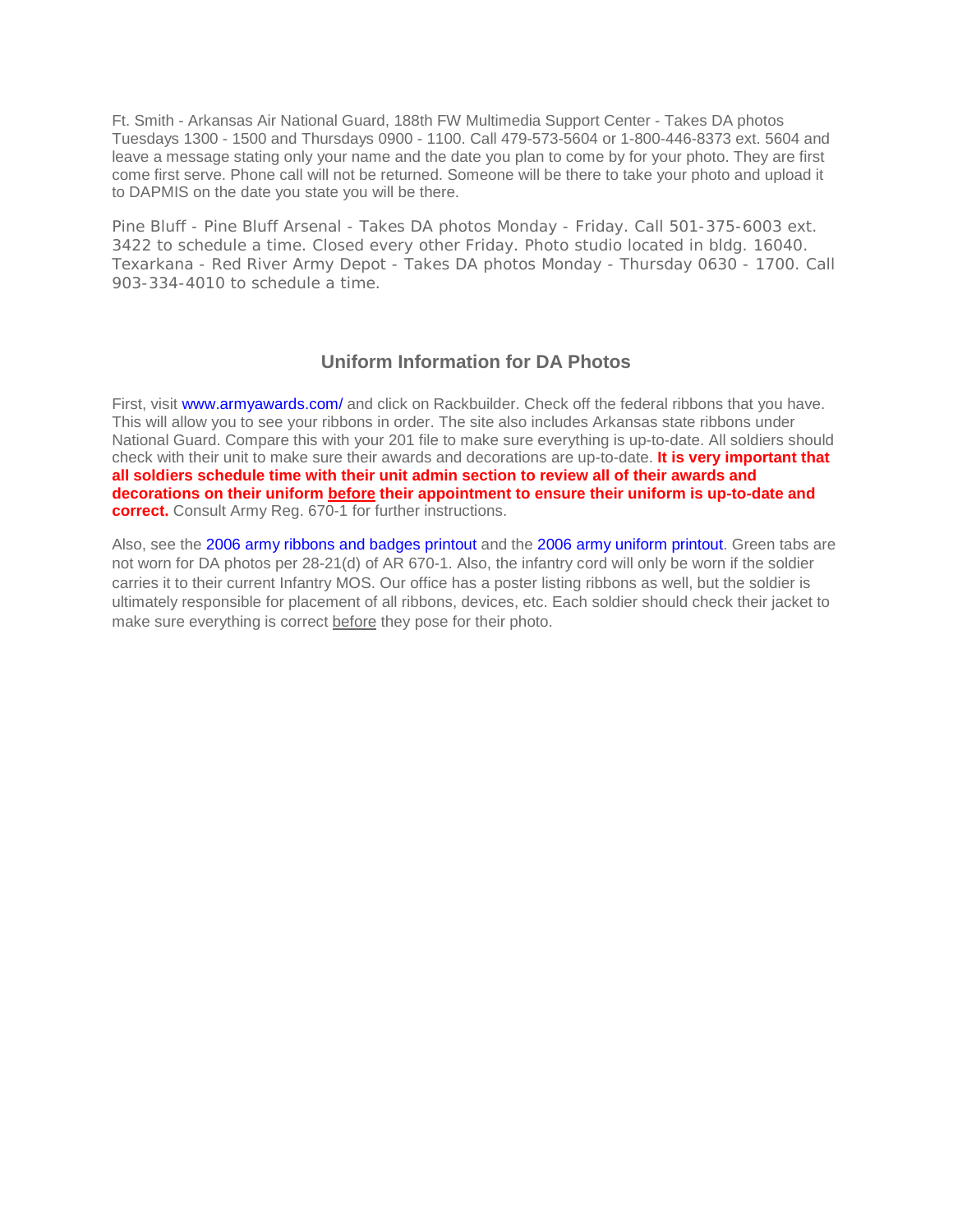Ft. Smith - Arkansas Air National Guard, 188th FW Multimedia Support Center - Takes DA photos Tuesdays 1300 - 1500 and Thursdays 0900 - 1100. Call 479-573-5604 or 1-800-446-8373 ext. 5604 and leave a message stating only your name and the date you plan to come by for your photo. They are first come first serve. Phone call will not be returned. Someone will be there to take your photo and upload it to DAPMIS on the date you state you will be there.

Pine Bluff - Pine Bluff Arsenal - Takes DA photos Monday - Friday. Call 501-375-6003 ext. 3422 to schedule a time. Closed every other Friday. Photo studio located in bldg. 16040. Texarkana - Red River Army Depot - Takes DA photos Monday - Thursday 0630 - 1700. Call 903-334-4010 to schedule a time.

## Uniform Information for DA Photos

First, visit www.armyawards.com/ and click on Rackbuilder. Check off the federal ribbons that you have. This will allow you to see your ribbons in order. The site also includes Arkansas state ribbons under National Guard. Compare this with your 201 file to make sure everything is up-to-date. All soldiers should check with their unit to make sure their awards and decorations are up-to-date. **It is very important that all soldiers schedule time with their unit admin section to review all of their awards and decorations on their uniform before their appointment to ensure their uniform is up-to-date and correct.** Consult Army Reg. 670-1 for further instructions.

Also, see the 2006 army ribbons and badges printout and the 2006 army uniform printout. Green tabs are not worn for DA photos per 28-21(d) of AR 670-1. Also, the infantry cord will only be worn if the soldier carries it to their current Infantry MOS. Our office has a poster listing ribbons as well, but the soldier is ultimately responsible for placement of all ribbons, devices, etc. Each soldier should check their jacket to make sure everything is correct before they pose for their photo.